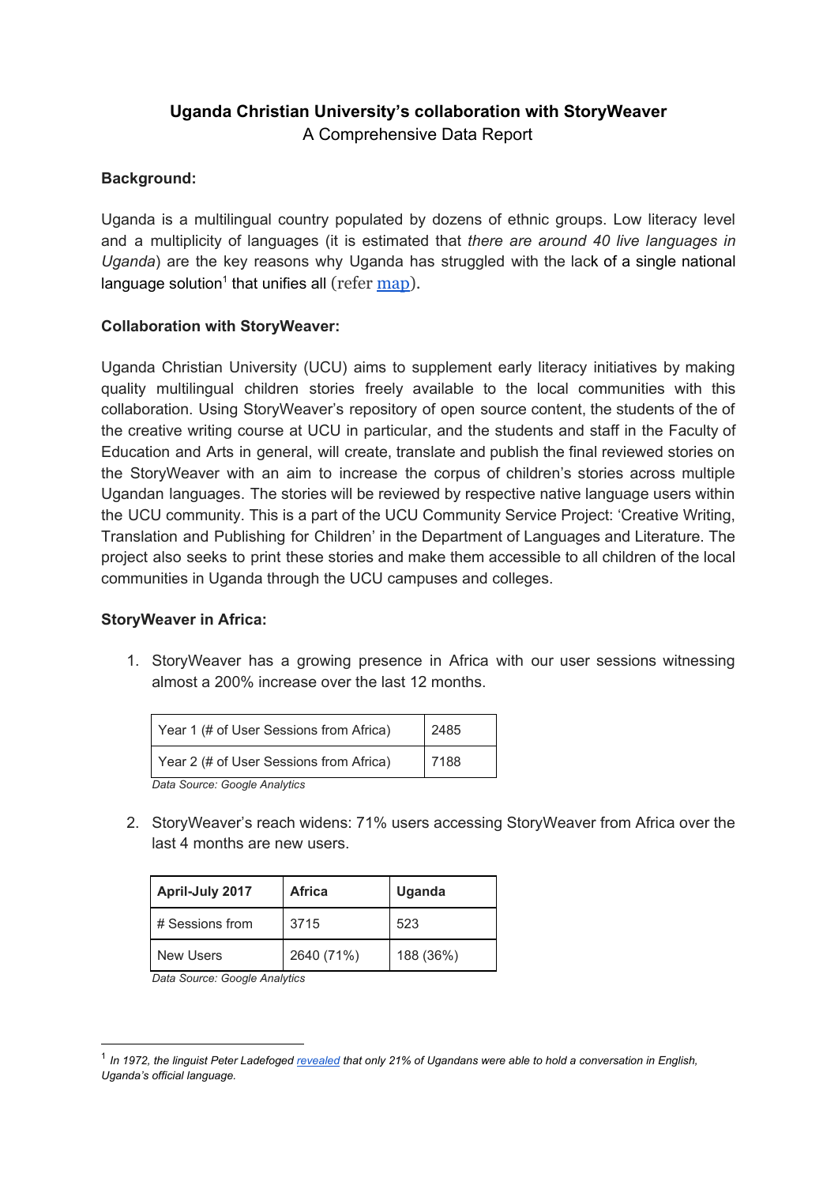**Uganda Christian University's collaboration with StoryWeaver**

A Comprehensive Data Report

**Background:**

Uganda is a multilingual country populated by dozens of ethnic groups. Low literacy level and a multiplicity of languages (it is estimated that *there are around 40 live languages in Uganda*) are the key reasons why Uganda has struggled with the lack of a single national language solution[1] that unifies all (refer map).

**Collaboration with StoryWeaver:**

Uganda Christian University (UCU) aims to supplement early literacy initiatives by making quality multilingual children stories freely available to the local communities with this collaboration. Using StoryWeaver's repository of open source content, the students of the of the creative writing course at UCU in particular, and the students and staff in the Faculty of Education and Arts in general, will create, translate and publish the final reviewed stories on the StoryWeaver with an aim to increase the corpus of children's stories across multiple Ugandan languages. The stories will be reviewed by respective native language users within the UCU community. This is a part of the UCU Community Service Project: 'Creative Writing, Translation and Publishing for Children' in the Department of Languages and Literature. The project also seeks to print these stories and make them accessible to all children of the local communities in Uganda through the UCU campuses and colleges.

**StoryWeaver in Africa:**

1. StoryWeaver has a growing presence in Africa with our user sessions witnessing almost a 200% increase over the last 12 months.

| Year 1 (# of User Sessions from Africa) | 2485 |
|---|---|
| Year 2 (# of User Sessions from Africa) | 7188 |

*Data Source: Google Analytics*

2. StoryWeaver's reach widens: 71% users accessing StoryWeaver from Africa over the last 4 months are new users.

| **April-July 2017** | **Africa** | **Uganda** |
|---|---|---|
| # Sessions from | 3715 | 523 |
| New Users | 2640 (71%) | 188 (36%) |

*Data Source: Google Analytics*

---

[1] *In 1972, the linguist Peter Ladefoged revealed that only 21% of Ugandans were able to hold a conversation in English, Uganda's official language.*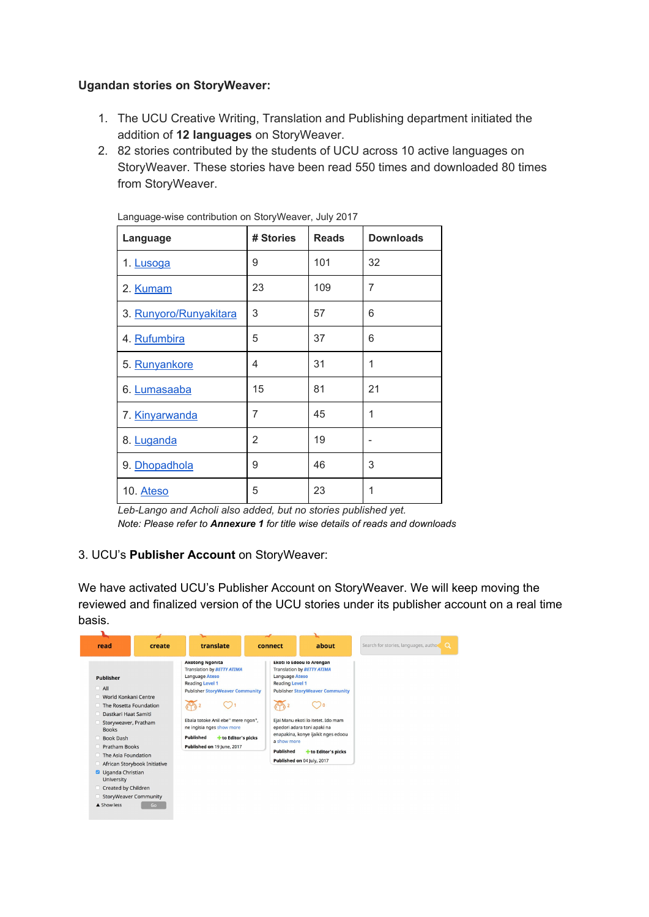**Ugandan stories on StoryWeaver:**

1. The UCU Creative Writing, Translation and Publishing department initiated the addition of **12 languages** on StoryWeaver.
2. 82 stories contributed by the students of UCU across 10 active languages on StoryWeaver. These stories have been read 550 times and downloaded 80 times from StoryWeaver.

Language-wise contribution on StoryWeaver, July 2017

| Language | # Stories | Reads | Downloads |
|---|---|---|---|
| 1. Lusoga | 9 | 101 | 32 |
| 2. Kumam | 23 | 109 | 7 |
| 3. Runyoro/Runyakitara | 3 | 57 | 6 |
| 4. Rufumbira | 5 | 37 | 6 |
| 5. Runyankore | 4 | 31 | 1 |
| 6. Lumasaaba | 15 | 81 | 21 |
| 7. Kinyarwanda | 7 | 45 | 1 |
| 8. Luganda | 2 | 19 | - |
| 9. Dhopadhola | 9 | 46 | 3 |
| 10. Ateso | 5 | 23 | 1 |

*Leb-Lango and Acholi also added, but no stories published yet.*
*Note: Please refer to **Annexure 1** for title wise details of reads and downloads*

3. UCU's **Publisher Account** on StoryWeaver:

We have activated UCU's Publisher Account on StoryWeaver. We will keep moving the reviewed and finalized version of the UCU stories under its publisher account on a real time basis.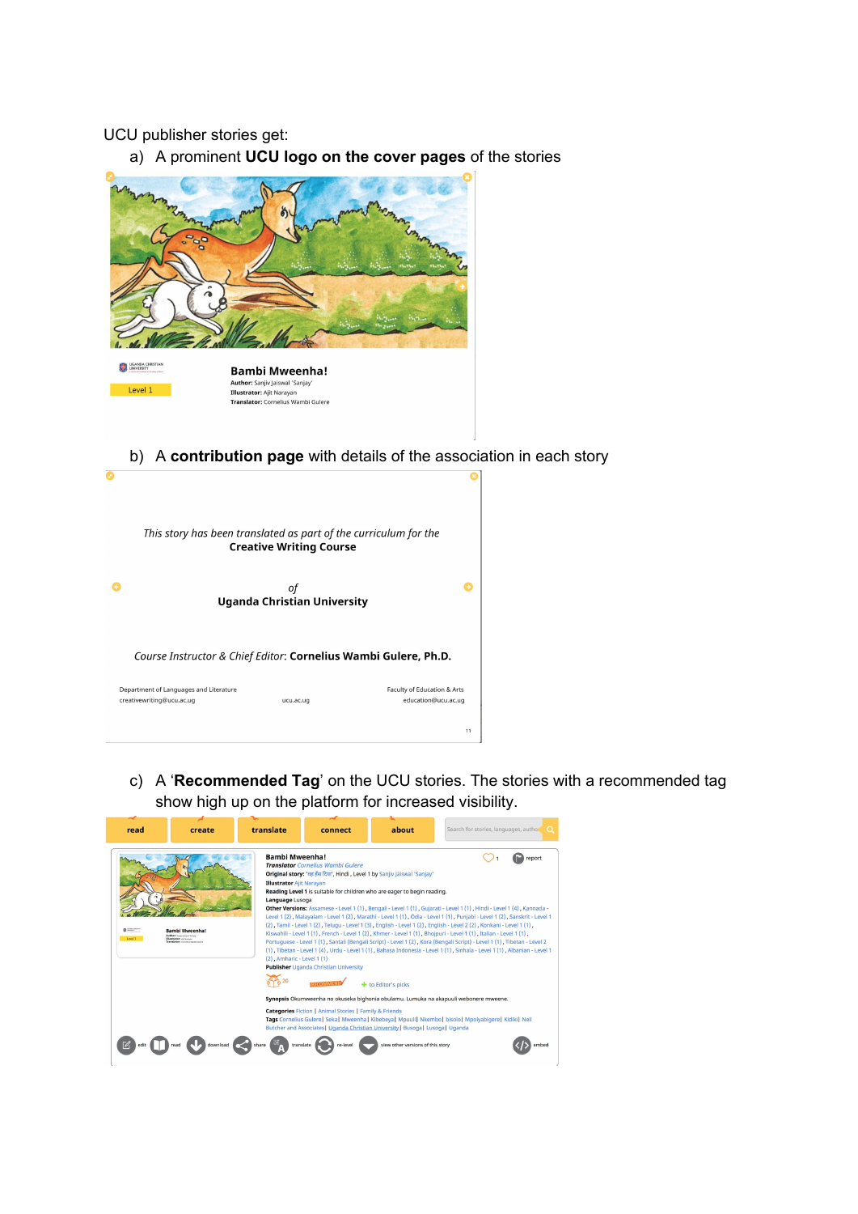UCU publisher stories get:

a) A prominent **UCU logo on the cover pages** of the stories

UGANDA CHRISTIAN UNIVERSITY

Level 1

**Bambi Mweenha!**

**Author:** Sanjiv Jaiswal 'Sanjay'

**Illustrator:** Ajit Narayan

**Translator:** Cornelius Wambi Gulere

b) A **contribution page** with details of the association in each story

*This story has been translated as part of the curriculum for the*
**Creative Writing Course**

*of*
**Uganda Christian University**

*Course Instructor & Chief Editor*: **Cornelius Wambi Gulere, Ph.D.**

Department of Languages and Literature
creativewriting@ucu.ac.ug

ucu.ac.ug

Faculty of Education & Arts
education@ucu.ac.ug

11

c) A '**Recommended Tag**' on the UCU stories. The stories with a recommended tag show high up on the platform for increased visibility.

read | create | translate | connect | about

Search for stories, languages, authors

**Bambi Mweenha!**

***Translator*** Cornelius Wambi Gulere

**Original story:** 'नन्हा हिरण', Hindi , Level 1 by Sanjiv Jaiswal 'Sanjay'

**Illustrator** Ajit Narayan

**Reading Level 1** is suitable for children who are eager to begin reading.

**Language** Lusoga

**Other Versions:** Assamese - Level 1 (1), Bengali - Level 1 (1), Gujarati - Level 1 (1), Hindi - Level 1 (4), Kannada - Level 1 (2), Malayalam - Level 1 (2), Marathi - Level 1 (1), Odia - Level 1 (1), Punjabi - Level 1 (2), Sanskrit - Level 1 (2), Tamil - Level 1 (2), Telugu - Level 1 (3), English - Level 1 (2), English - Level 2 (2), Konkani - Level 1 (1), Kiswahili - Level 1 (1), French - Level 1 (2), Khmer - Level 1 (1), Bhojpuri - Level 1 (1), Italian - Level 1 (1), Portuguese - Level 1 (1), Santali (Bengali Script) - Level 1 (2), Kora (Bengali Script) - Level 1 (1), Tibetan - Level 2 (1), Tibetan - Level 1 (4), Urdu - Level 1 (1), Bahasa Indonesia - Level 1 (1), Sinhala - Level 1 (1), Albanian - Level 1 (2), Amharic - Level 1 (1)

**Publisher** Uganda Christian University

20 RECOMMENDED + to Editor's picks

**Synopsis** Okumweenha no okuseka bighonia obulamu. Lumuka na akapuuli webonere mweene.

**Categories** Fiction | Animal Stories | Family & Friends

**Tags** Cornelius Gulere| Soka| Mweenha| Kibebaya| Mpuuli| Nkembo| bisolo| Mpolyabigere| Kidiki| Neil Butcher and Associates| Uganda Christian University| Busoga| Lusoga| Uganda

edit | read | download | share | translate | re-level | view other versions of this story | embed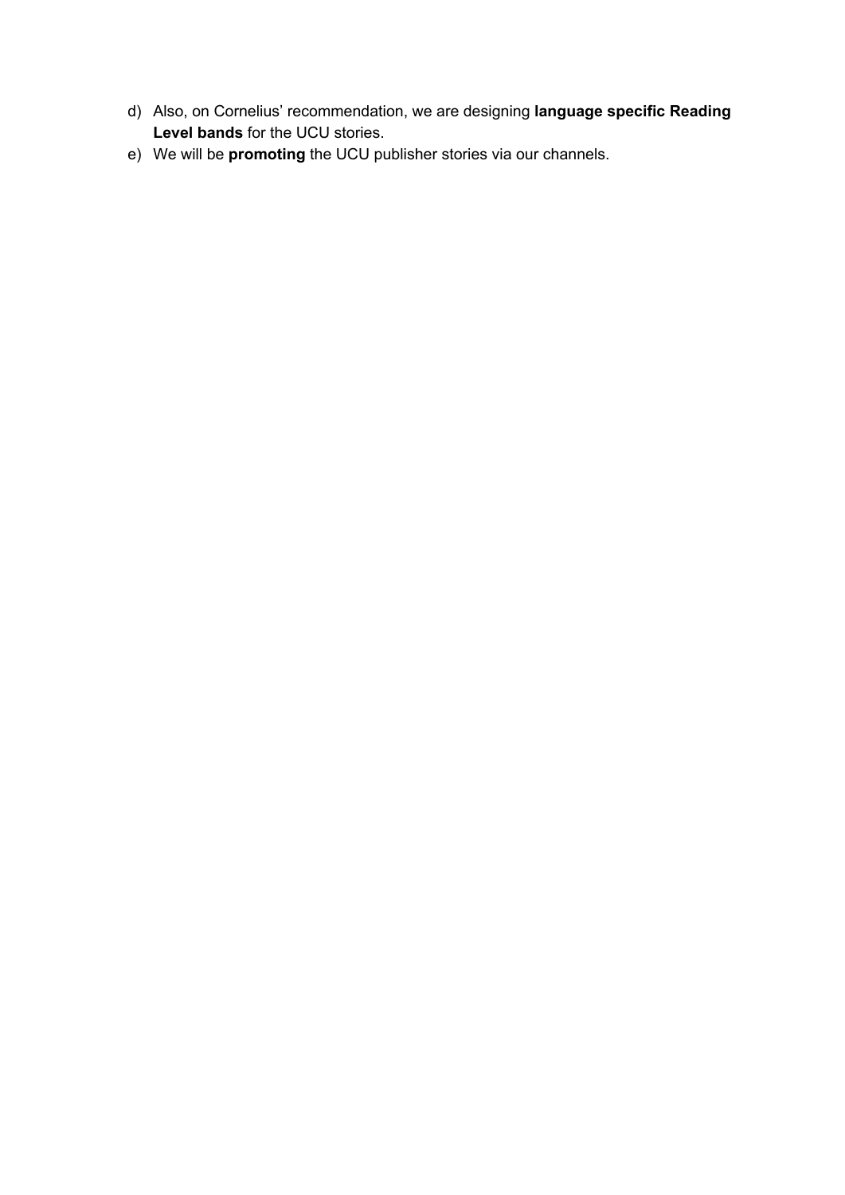d) Also, on Cornelius' recommendation, we are designing **language specific Reading Level bands** for the UCU stories.

e) We will be **promoting** the UCU publisher stories via our channels.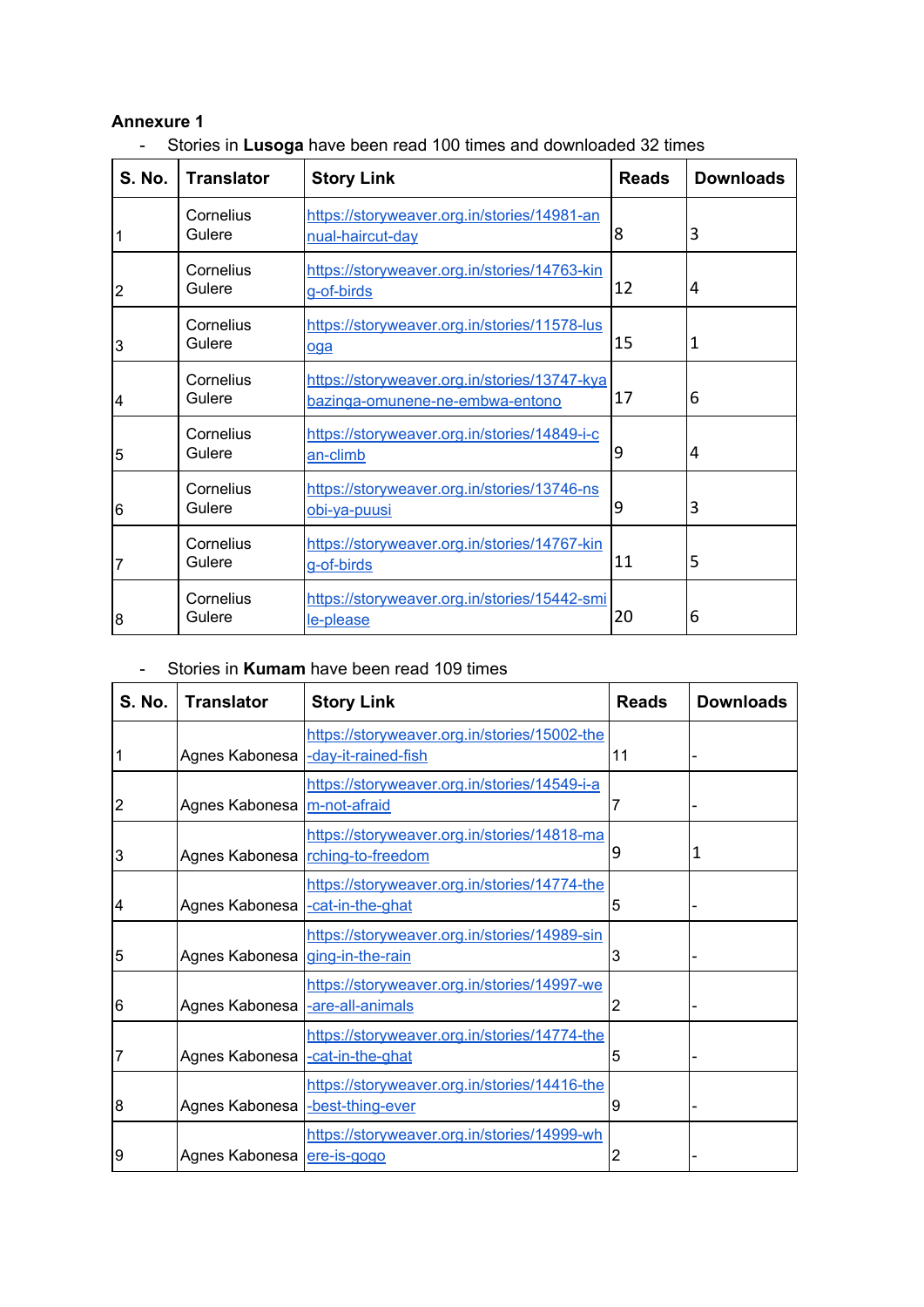**Annexure 1**

- Stories in **Lusoga** have been read 100 times and downloaded 32 times

| S. No. | Translator | Story Link | Reads | Downloads |
|---|---|---|---|---|
| 1 | Cornelius Gulere | https://storyweaver.org.in/stories/14981-annual-haircut-day | 8 | 3 |
| 2 | Cornelius Gulere | https://storyweaver.org.in/stories/14763-king-of-birds | 12 | 4 |
| 3 | Cornelius Gulere | https://storyweaver.org.in/stories/11578-lusoga | 15 | 1 |
| 4 | Cornelius Gulere | https://storyweaver.org.in/stories/13747-kyabazinga-omunene-ne-embwa-entono | 17 | 6 |
| 5 | Cornelius Gulere | https://storyweaver.org.in/stories/14849-i-can-climb | 9 | 4 |
| 6 | Cornelius Gulere | https://storyweaver.org.in/stories/13746-nsobi-ya-puusi | 9 | 3 |
| 7 | Cornelius Gulere | https://storyweaver.org.in/stories/14767-king-of-birds | 11 | 5 |
| 8 | Cornelius Gulere | https://storyweaver.org.in/stories/15442-smile-please | 20 | 6 |

- Stories in **Kumam** have been read 109 times

| S. No. | Translator | Story Link | Reads | Downloads |
|---|---|---|---|---|
| 1 | Agnes Kabonesa | https://storyweaver.org.in/stories/15002-the-day-it-rained-fish | 11 | - |
| 2 | Agnes Kabonesa | https://storyweaver.org.in/stories/14549-i-am-not-afraid | 7 | - |
| 3 | Agnes Kabonesa | https://storyweaver.org.in/stories/14818-marching-to-freedom | 9 | 1 |
| 4 | Agnes Kabonesa | https://storyweaver.org.in/stories/14774-the-cat-in-the-ghat | 5 | - |
| 5 | Agnes Kabonesa | https://storyweaver.org.in/stories/14989-singing-in-the-rain | 3 | - |
| 6 | Agnes Kabonesa | https://storyweaver.org.in/stories/14997-we-are-all-animals | 2 | - |
| 7 | Agnes Kabonesa | https://storyweaver.org.in/stories/14774-the-cat-in-the-ghat | 5 | - |
| 8 | Agnes Kabonesa | https://storyweaver.org.in/stories/14416-the-best-thing-ever | 9 | - |
| 9 | Agnes Kabonesa | https://storyweaver.org.in/stories/14999-where-is-gogo | 2 | - |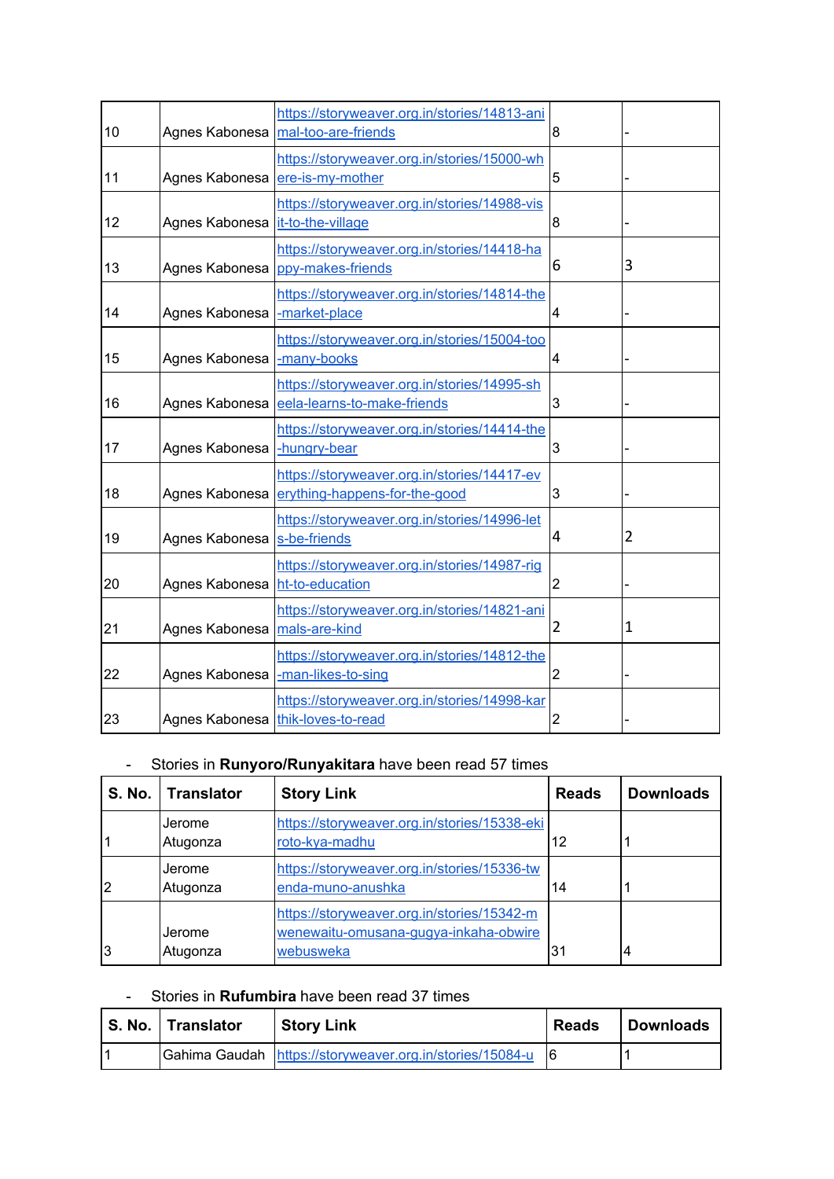| | | | | |
|---|---|---|---|---|
| 10 | Agnes Kabonesa | https://storyweaver.org.in/stories/14813-animal-too-are-friends | 8 | - |
| 11 | Agnes Kabonesa | https://storyweaver.org.in/stories/15000-where-is-my-mother | 5 | - |
| 12 | Agnes Kabonesa | https://storyweaver.org.in/stories/14988-visit-to-the-village | 8 | - |
| 13 | Agnes Kabonesa | https://storyweaver.org.in/stories/14418-happy-makes-friends | 6 | 3 |
| 14 | Agnes Kabonesa | https://storyweaver.org.in/stories/14814-the-market-place | 4 | - |
| 15 | Agnes Kabonesa | https://storyweaver.org.in/stories/15004-too-many-books | 4 | - |
| 16 | Agnes Kabonesa | https://storyweaver.org.in/stories/14995-sheela-learns-to-make-friends | 3 | - |
| 17 | Agnes Kabonesa | https://storyweaver.org.in/stories/14414-the-hungry-bear | 3 | - |
| 18 | Agnes Kabonesa | https://storyweaver.org.in/stories/14417-everything-happens-for-the-good | 3 | - |
| 19 | Agnes Kabonesa | https://storyweaver.org.in/stories/14996-lets-be-friends | 4 | 2 |
| 20 | Agnes Kabonesa | https://storyweaver.org.in/stories/14987-right-to-education | 2 | - |
| 21 | Agnes Kabonesa | https://storyweaver.org.in/stories/14821-animals-are-kind | 2 | 1 |
| 22 | Agnes Kabonesa | https://storyweaver.org.in/stories/14812-the-man-likes-to-sing | 2 | - |
| 23 | Agnes Kabonesa | https://storyweaver.org.in/stories/14998-karthik-loves-to-read | 2 | - |

- Stories in **Runyoro/Runyakitara** have been read 57 times

| S. No. | Translator | Story Link | Reads | Downloads |
|---|---|---|---|---|
| 1 | Jerome Atugonza | https://storyweaver.org.in/stories/15338-ekiroto-kya-madhu | 12 | 1 |
| 2 | Jerome Atugonza | https://storyweaver.org.in/stories/15336-twenda-muno-anushka | 14 | 1 |
| 3 | Jerome Atugonza | https://storyweaver.org.in/stories/15342-mwenewaitu-omusana-gugya-inkaha-obwirewebusweka | 31 | 4 |

- Stories in **Rufumbira** have been read 37 times

| S. No. | Translator | Story Link | Reads | Downloads |
|---|---|---|---|---|
| 1 | Gahima Gaudah | https://storyweaver.org.in/stories/15084-u | 6 | 1 |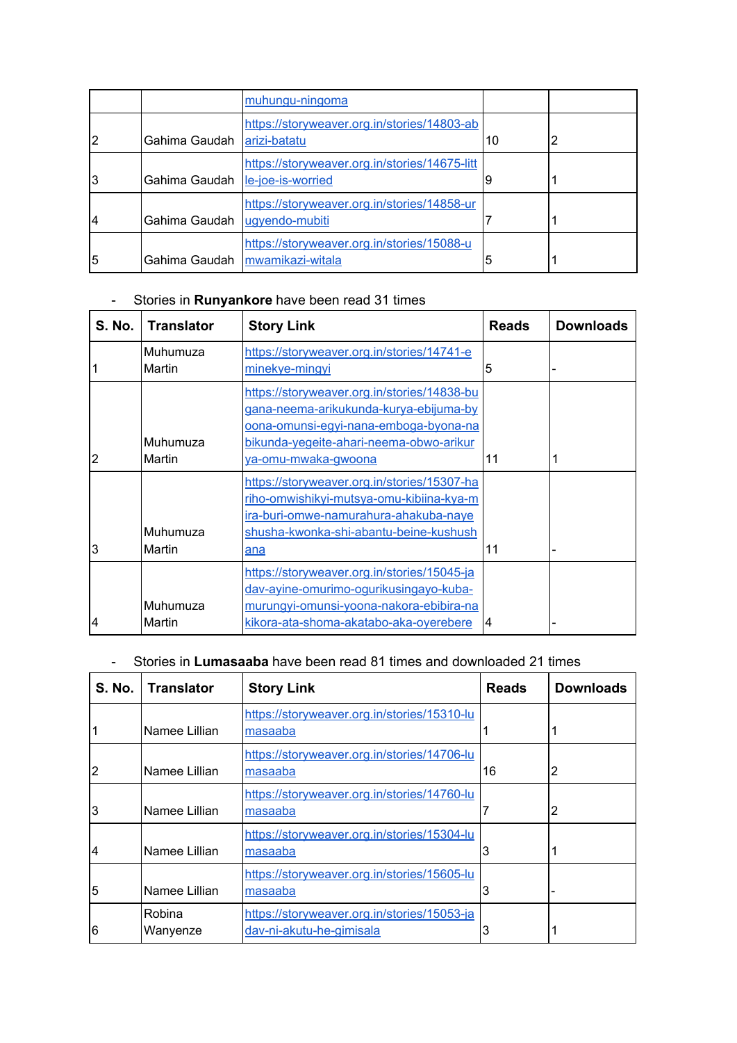|  |  | muhungu-ningoma |  |  |
| --- | --- | --- | --- | --- |
| 2 | Gahima Gaudah | https://storyweaver.org.in/stories/14803-abarizi-batatu | 10 | 2 |
| 3 | Gahima Gaudah | https://storyweaver.org.in/stories/14675-little-joe-is-worried | 9 | 1 |
| 4 | Gahima Gaudah | https://storyweaver.org.in/stories/14858-urugyendo-mubiti | 7 | 1 |
| 5 | Gahima Gaudah | https://storyweaver.org.in/stories/15088-umwamikazi-witala | 5 | 1 |

- Stories in **Runyankore** have been read 31 times

| S. No. | Translator | Story Link | Reads | Downloads |
| --- | --- | --- | --- | --- |
| 1 | Muhumuza Martin | https://storyweaver.org.in/stories/14741-eminekye-mingyi | 5 | - |
| 2 | Muhumuza Martin | https://storyweaver.org.in/stories/14838-bugana-neema-arikukunda-kurya-ebijuma-byoona-omunsi-egyi-nana-emboga-byona-nabikunda-yegeite-ahari-neema-obwo-arikurya-omu-mwaka-gwoona | 11 | 1 |
| 3 | Muhumuza Martin | https://storyweaver.org.in/stories/15307-hariho-omwishikyi-mutsya-omu-kibiina-kya-mira-buri-omwe-namurahura-ahakuba-nayeshusha-kwonka-shi-abantu-beine-kushushana | 11 | - |
| 4 | Muhumuza Martin | https://storyweaver.org.in/stories/15045-jadav-ayine-omurimo-ogurikusingayo-kuba-murungyi-omunsi-yoona-nakora-ebibira-nakikora-ata-shoma-akatabo-aka-oyerebere | 4 | - |

- Stories in **Lumasaaba** have been read 81 times and downloaded 21 times

| S. No. | Translator | Story Link | Reads | Downloads |
| --- | --- | --- | --- | --- |
| 1 | Namee Lillian | https://storyweaver.org.in/stories/15310-lumasaaba | 1 | 1 |
| 2 | Namee Lillian | https://storyweaver.org.in/stories/14706-lumasaaba | 16 | 2 |
| 3 | Namee Lillian | https://storyweaver.org.in/stories/14760-lumasaaba | 7 | 2 |
| 4 | Namee Lillian | https://storyweaver.org.in/stories/15304-lumasaaba | 3 | 1 |
| 5 | Namee Lillian | https://storyweaver.org.in/stories/15605-lumasaaba | 3 | - |
| 6 | Robina Wanyenze | https://storyweaver.org.in/stories/15053-jadav-ni-akutu-he-gimisala | 3 | 1 |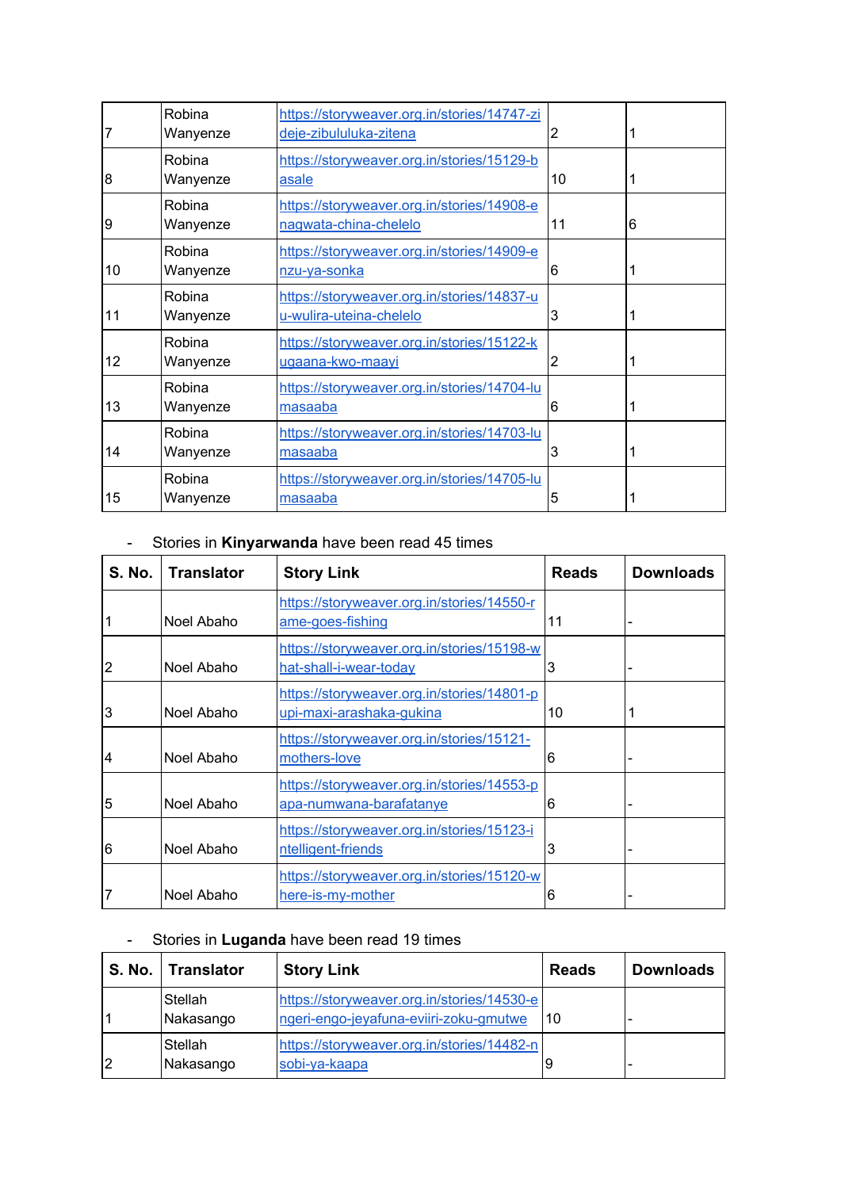| | | | | |
|---|---|---|---|---|
| 7 | Robina Wanyenze | https://storyweaver.org.in/stories/14747-zideje-zibululuka-zitena | 2 | 1 |
| 8 | Robina Wanyenze | https://storyweaver.org.in/stories/15129-basale | 10 | 1 |
| 9 | Robina Wanyenze | https://storyweaver.org.in/stories/14908-enagwata-china-chelelo | 11 | 6 |
| 10 | Robina Wanyenze | https://storyweaver.org.in/stories/14909-enzu-ya-sonka | 6 | 1 |
| 11 | Robina Wanyenze | https://storyweaver.org.in/stories/14837-uu-wulira-uteina-chelelo | 3 | 1 |
| 12 | Robina Wanyenze | https://storyweaver.org.in/stories/15122-kugaana-kwo-maayi | 2 | 1 |
| 13 | Robina Wanyenze | https://storyweaver.org.in/stories/14704-lumasaaba | 6 | 1 |
| 14 | Robina Wanyenze | https://storyweaver.org.in/stories/14703-lumasaaba | 3 | 1 |
| 15 | Robina Wanyenze | https://storyweaver.org.in/stories/14705-lumasaaba | 5 | 1 |

- Stories in **Kinyarwanda** have been read 45 times

| S. No. | Translator | Story Link | Reads | Downloads |
|---|---|---|---|---|
| 1 | Noel Abaho | https://storyweaver.org.in/stories/14550-rame-goes-fishing | 11 | - |
| 2 | Noel Abaho | https://storyweaver.org.in/stories/15198-what-shall-i-wear-today | 3 | - |
| 3 | Noel Abaho | https://storyweaver.org.in/stories/14801-pupi-maxi-arashaka-gukina | 10 | 1 |
| 4 | Noel Abaho | https://storyweaver.org.in/stories/15121-mothers-love | 6 | - |
| 5 | Noel Abaho | https://storyweaver.org.in/stories/14553-papa-numwana-barafatanye | 6 | - |
| 6 | Noel Abaho | https://storyweaver.org.in/stories/15123-intelligent-friends | 3 | - |
| 7 | Noel Abaho | https://storyweaver.org.in/stories/15120-where-is-my-mother | 6 | - |

- Stories in **Luganda** have been read 19 times

| S. No. | Translator | Story Link | Reads | Downloads |
|---|---|---|---|---|
| 1 | Stellah Nakasango | https://storyweaver.org.in/stories/14530-engeri-engo-jeyafuna-eviiri-zoku-gmutwe | 10 | - |
| 2 | Stellah Nakasango | https://storyweaver.org.in/stories/14482-nsobi-ya-kaapa | 9 | - |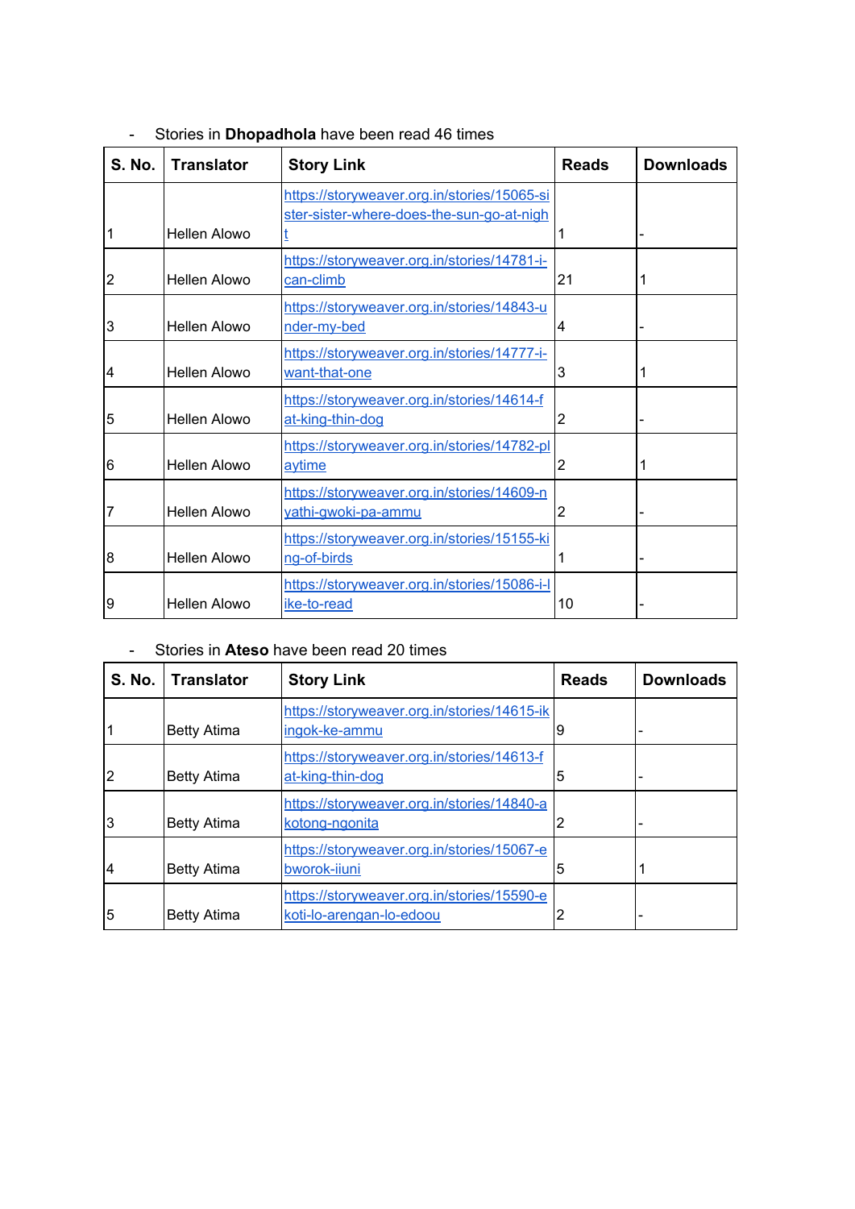- Stories in **Dhopadhola** have been read 46 times

| S. No. | Translator | Story Link | Reads | Downloads |
|---|---|---|---|---|
| 1 | Hellen Alowo | https://storyweaver.org.in/stories/15065-sister-sister-where-does-the-sun-go-at-night | 1 | - |
| 2 | Hellen Alowo | https://storyweaver.org.in/stories/14781-i-can-climb | 21 | 1 |
| 3 | Hellen Alowo | https://storyweaver.org.in/stories/14843-under-my-bed | 4 | - |
| 4 | Hellen Alowo | https://storyweaver.org.in/stories/14777-i-want-that-one | 3 | 1 |
| 5 | Hellen Alowo | https://storyweaver.org.in/stories/14614-fat-king-thin-dog | 2 | - |
| 6 | Hellen Alowo | https://storyweaver.org.in/stories/14782-playtime | 2 | 1 |
| 7 | Hellen Alowo | https://storyweaver.org.in/stories/14609-nyathi-gwoki-pa-ammu | 2 | - |
| 8 | Hellen Alowo | https://storyweaver.org.in/stories/15155-king-of-birds | 1 | - |
| 9 | Hellen Alowo | https://storyweaver.org.in/stories/15086-i-like-to-read | 10 | - |

- Stories in **Ateso** have been read 20 times

| S. No. | Translator | Story Link | Reads | Downloads |
|---|---|---|---|---|
| 1 | Betty Atima | https://storyweaver.org.in/stories/14615-ikingok-ke-ammu | 9 | - |
| 2 | Betty Atima | https://storyweaver.org.in/stories/14613-fat-king-thin-dog | 5 | - |
| 3 | Betty Atima | https://storyweaver.org.in/stories/14840-akotong-ngonita | 2 | - |
| 4 | Betty Atima | https://storyweaver.org.in/stories/15067-ebworok-iiuni | 5 | 1 |
| 5 | Betty Atima | https://storyweaver.org.in/stories/15590-ekoti-lo-arengan-lo-edoou | 2 | - |